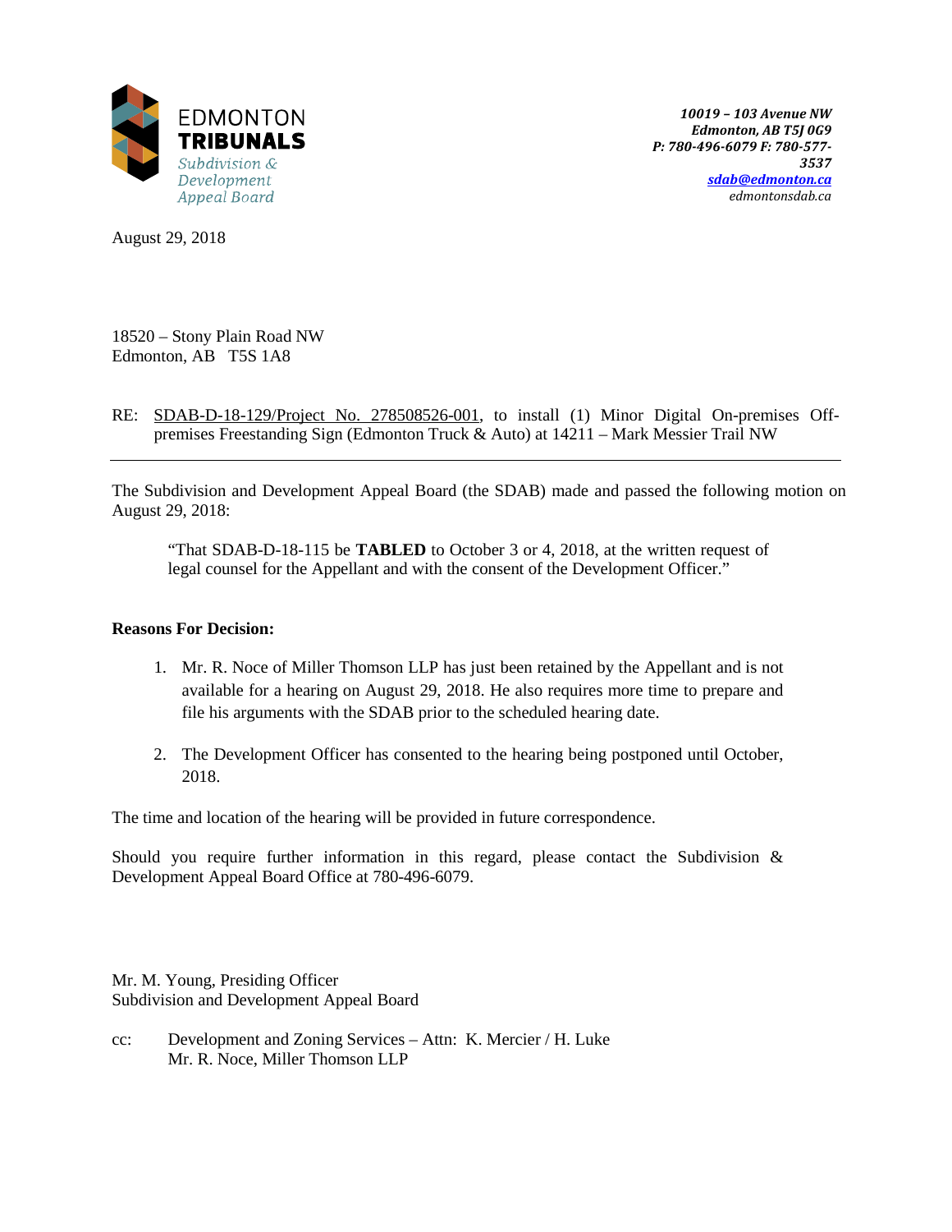EDMONTON **TRIBUNALS** *Subdivision & Development Appeal Board*

***10019 – 103 Avenue NW***
***Edmonton, AB T5J 0G9***
***P: 780-496-6079 F: 780-577-3537***
***sdab@edmonton.ca***
*edmontonsdab.ca*

August 29, 2018

18520 – Stony Plain Road NW
Edmonton, AB T5S 1A8

RE: SDAB-D-18-129/Project No. 278508526-001, to install (1) Minor Digital On-premises Off-premises Freestanding Sign (Edmonton Truck & Auto) at 14211 – Mark Messier Trail NW

---

The Subdivision and Development Appeal Board (the SDAB) made and passed the following motion on August 29, 2018:

> "That SDAB-D-18-115 be **TABLED** to October 3 or 4, 2018, at the written request of legal counsel for the Appellant and with the consent of the Development Officer."

**Reasons For Decision:**

1. Mr. R. Noce of Miller Thomson LLP has just been retained by the Appellant and is not available for a hearing on August 29, 2018. He also requires more time to prepare and file his arguments with the SDAB prior to the scheduled hearing date.

2. The Development Officer has consented to the hearing being postponed until October, 2018.

The time and location of the hearing will be provided in future correspondence.

Should you require further information in this regard, please contact the Subdivision & Development Appeal Board Office at 780-496-6079.

Mr. M. Young, Presiding Officer
Subdivision and Development Appeal Board

cc: Development and Zoning Services – Attn: K. Mercier / H. Luke
Mr. R. Noce, Miller Thomson LLP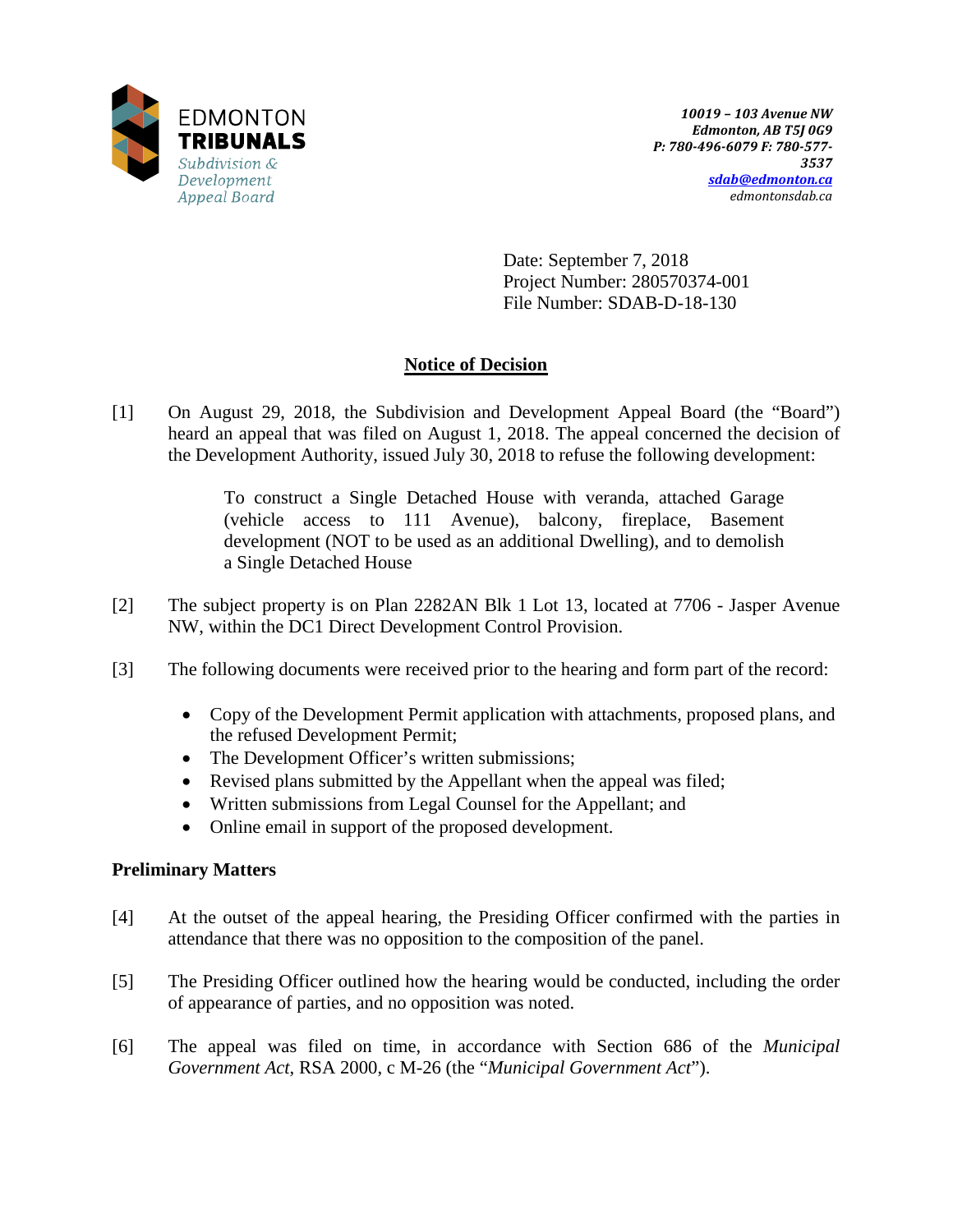EDMONTON
**TRIBUNALS**
*Subdivision & Development Appeal Board*

*10019 – 103 Avenue NW*
*Edmonton, AB T5J 0G9*
*P: 780-496-6079 F: 780-577-3537*
*sdab@edmonton.ca*
*edmontonsdab.ca*

Date: September 7, 2018
Project Number: 280570374-001
File Number: SDAB-D-18-130

## Notice of Decision

[1] On August 29, 2018, the Subdivision and Development Appeal Board (the "Board") heard an appeal that was filed on August 1, 2018. The appeal concerned the decision of the Development Authority, issued July 30, 2018 to refuse the following development:

> To construct a Single Detached House with veranda, attached Garage (vehicle access to 111 Avenue), balcony, fireplace, Basement development (NOT to be used as an additional Dwelling), and to demolish a Single Detached House

[2] The subject property is on Plan 2282AN Blk 1 Lot 13, located at 7706 - Jasper Avenue NW, within the DC1 Direct Development Control Provision.

[3] The following documents were received prior to the hearing and form part of the record:

- Copy of the Development Permit application with attachments, proposed plans, and the refused Development Permit;
- The Development Officer's written submissions;
- Revised plans submitted by the Appellant when the appeal was filed;
- Written submissions from Legal Counsel for the Appellant; and
- Online email in support of the proposed development.

### Preliminary Matters

[4] At the outset of the appeal hearing, the Presiding Officer confirmed with the parties in attendance that there was no opposition to the composition of the panel.

[5] The Presiding Officer outlined how the hearing would be conducted, including the order of appearance of parties, and no opposition was noted.

[6] The appeal was filed on time, in accordance with Section 686 of the *Municipal Government Act*, RSA 2000, c M-26 (the "*Municipal Government Act*").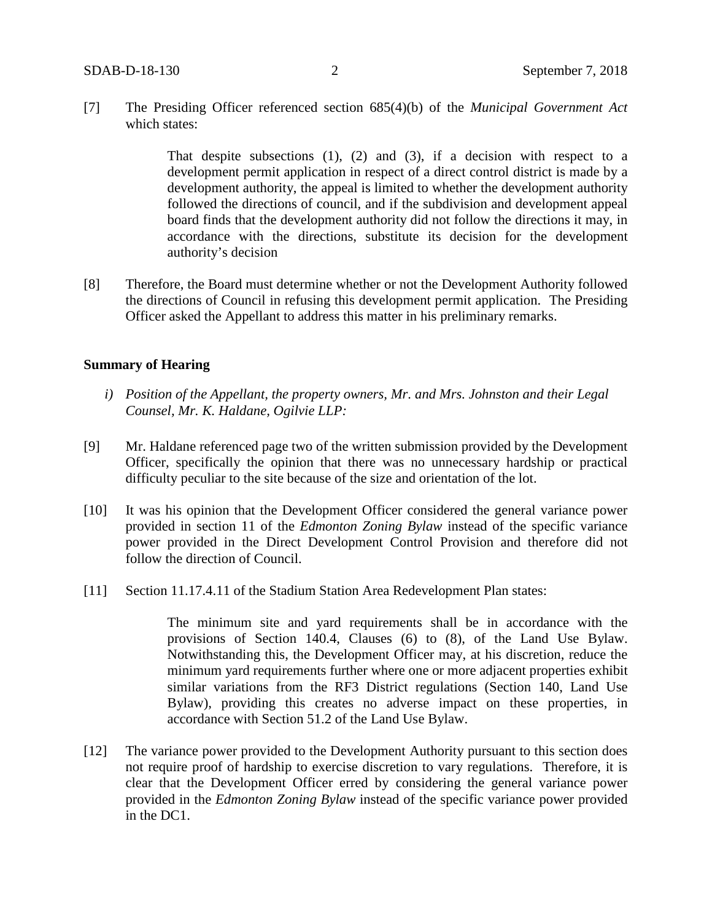[7] The Presiding Officer referenced section 685(4)(b) of the *Municipal Government Act* which states:

> That despite subsections (1), (2) and (3), if a decision with respect to a development permit application in respect of a direct control district is made by a development authority, the appeal is limited to whether the development authority followed the directions of council, and if the subdivision and development appeal board finds that the development authority did not follow the directions it may, in accordance with the directions, substitute its decision for the development authority's decision

[8] Therefore, the Board must determine whether or not the Development Authority followed the directions of Council in refusing this development permit application. The Presiding Officer asked the Appellant to address this matter in his preliminary remarks.

#### Summary of Hearing

*i) Position of the Appellant, the property owners, Mr. and Mrs. Johnston and their Legal Counsel, Mr. K. Haldane, Ogilvie LLP:*

[9] Mr. Haldane referenced page two of the written submission provided by the Development Officer, specifically the opinion that there was no unnecessary hardship or practical difficulty peculiar to the site because of the size and orientation of the lot.

[10] It was his opinion that the Development Officer considered the general variance power provided in section 11 of the *Edmonton Zoning Bylaw* instead of the specific variance power provided in the Direct Development Control Provision and therefore did not follow the direction of Council.

[11] Section 11.17.4.11 of the Stadium Station Area Redevelopment Plan states:

> The minimum site and yard requirements shall be in accordance with the provisions of Section 140.4, Clauses (6) to (8), of the Land Use Bylaw. Notwithstanding this, the Development Officer may, at his discretion, reduce the minimum yard requirements further where one or more adjacent properties exhibit similar variations from the RF3 District regulations (Section 140, Land Use Bylaw), providing this creates no adverse impact on these properties, in accordance with Section 51.2 of the Land Use Bylaw.

[12] The variance power provided to the Development Authority pursuant to this section does not require proof of hardship to exercise discretion to vary regulations. Therefore, it is clear that the Development Officer erred by considering the general variance power provided in the *Edmonton Zoning Bylaw* instead of the specific variance power provided in the DC1.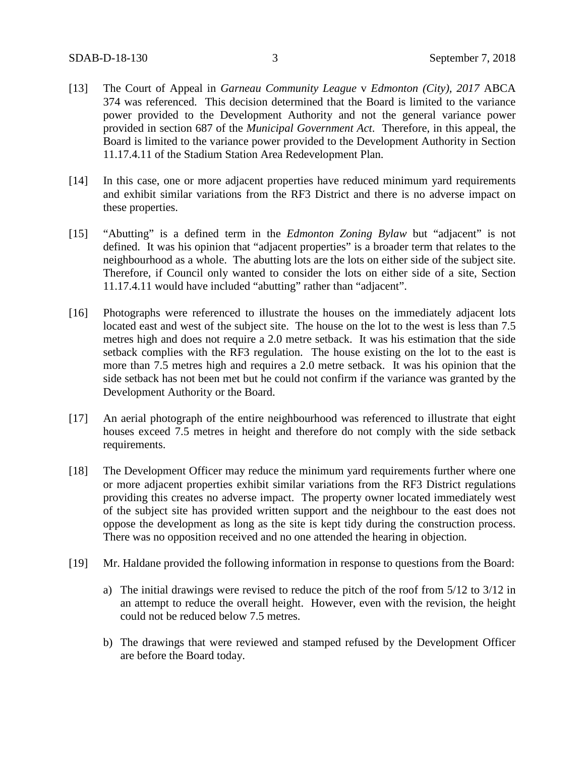[13] The Court of Appeal in *Garneau Community League* v *Edmonton (City), 2017* ABCA 374 was referenced. This decision determined that the Board is limited to the variance power provided to the Development Authority and not the general variance power provided in section 687 of the *Municipal Government Act*. Therefore, in this appeal, the Board is limited to the variance power provided to the Development Authority in Section 11.17.4.11 of the Stadium Station Area Redevelopment Plan.

[14] In this case, one or more adjacent properties have reduced minimum yard requirements and exhibit similar variations from the RF3 District and there is no adverse impact on these properties.

[15] "Abutting" is a defined term in the *Edmonton Zoning Bylaw* but "adjacent" is not defined. It was his opinion that "adjacent properties" is a broader term that relates to the neighbourhood as a whole. The abutting lots are the lots on either side of the subject site. Therefore, if Council only wanted to consider the lots on either side of a site, Section 11.17.4.11 would have included "abutting" rather than "adjacent".

[16] Photographs were referenced to illustrate the houses on the immediately adjacent lots located east and west of the subject site. The house on the lot to the west is less than 7.5 metres high and does not require a 2.0 metre setback. It was his estimation that the side setback complies with the RF3 regulation. The house existing on the lot to the east is more than 7.5 metres high and requires a 2.0 metre setback. It was his opinion that the side setback has not been met but he could not confirm if the variance was granted by the Development Authority or the Board.

[17] An aerial photograph of the entire neighbourhood was referenced to illustrate that eight houses exceed 7.5 metres in height and therefore do not comply with the side setback requirements.

[18] The Development Officer may reduce the minimum yard requirements further where one or more adjacent properties exhibit similar variations from the RF3 District regulations providing this creates no adverse impact. The property owner located immediately west of the subject site has provided written support and the neighbour to the east does not oppose the development as long as the site is kept tidy during the construction process. There was no opposition received and no one attended the hearing in objection.

[19] Mr. Haldane provided the following information in response to questions from the Board:

a) The initial drawings were revised to reduce the pitch of the roof from 5/12 to 3/12 in an attempt to reduce the overall height. However, even with the revision, the height could not be reduced below 7.5 metres.

b) The drawings that were reviewed and stamped refused by the Development Officer are before the Board today.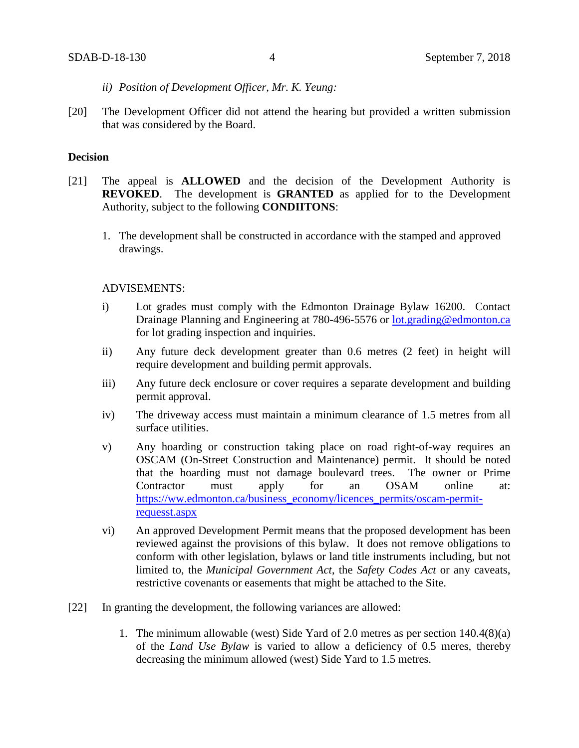*ii) Position of Development Officer, Mr. K. Yeung:*

[20] The Development Officer did not attend the hearing but provided a written submission that was considered by the Board.

**Decision**

[21] The appeal is **ALLOWED** and the decision of the Development Authority is **REVOKED**. The development is **GRANTED** as applied for to the Development Authority, subject to the following **CONDIITONS**:

1. The development shall be constructed in accordance with the stamped and approved drawings.

ADVISEMENTS:

i) Lot grades must comply with the Edmonton Drainage Bylaw 16200. Contact Drainage Planning and Engineering at 780-496-5576 or [lot.grading@edmonton.ca](mailto:lot.grading@edmonton.ca) for lot grading inspection and inquiries.

ii) Any future deck development greater than 0.6 metres (2 feet) in height will require development and building permit approvals.

iii) Any future deck enclosure or cover requires a separate development and building permit approval.

iv) The driveway access must maintain a minimum clearance of 1.5 metres from all surface utilities.

v) Any hoarding or construction taking place on road right-of-way requires an OSCAM (On-Street Construction and Maintenance) permit. It should be noted that the hoarding must not damage boulevard trees. The owner or Prime Contractor must apply for an OSAM online at: [https://ww.edmonton.ca/business_economy/licences_permits/oscam-permit-requesst.aspx](https://ww.edmonton.ca/business_economy/licences_permits/oscam-permit-requesst.aspx)

vi) An approved Development Permit means that the proposed development has been reviewed against the provisions of this bylaw. It does not remove obligations to conform with other legislation, bylaws or land title instruments including, but not limited to, the *Municipal Government Act*, the *Safety Codes Act* or any caveats, restrictive covenants or easements that might be attached to the Site.

[22] In granting the development, the following variances are allowed:

1. The minimum allowable (west) Side Yard of 2.0 metres as per section 140.4(8)(a) of the *Land Use Bylaw* is varied to allow a deficiency of 0.5 meres, thereby decreasing the minimum allowed (west) Side Yard to 1.5 metres.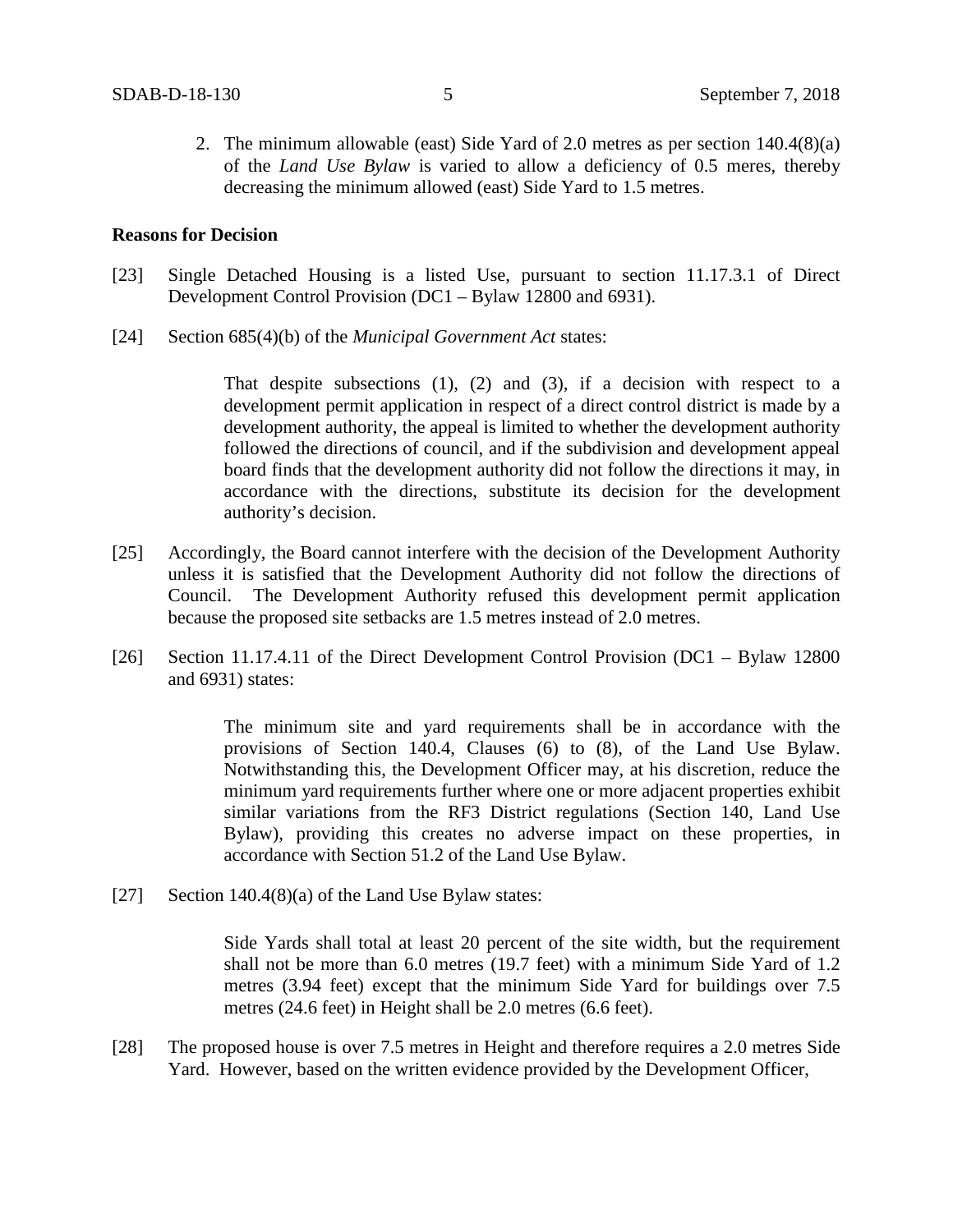2. The minimum allowable (east) Side Yard of 2.0 metres as per section 140.4(8)(a) of the *Land Use Bylaw* is varied to allow a deficiency of 0.5 meres, thereby decreasing the minimum allowed (east) Side Yard to 1.5 metres.

**Reasons for Decision**

[23] Single Detached Housing is a listed Use, pursuant to section 11.17.3.1 of Direct Development Control Provision (DC1 – Bylaw 12800 and 6931).

[24] Section 685(4)(b) of the *Municipal Government Act* states:

> That despite subsections (1), (2) and (3), if a decision with respect to a development permit application in respect of a direct control district is made by a development authority, the appeal is limited to whether the development authority followed the directions of council, and if the subdivision and development appeal board finds that the development authority did not follow the directions it may, in accordance with the directions, substitute its decision for the development authority's decision.

[25] Accordingly, the Board cannot interfere with the decision of the Development Authority unless it is satisfied that the Development Authority did not follow the directions of Council. The Development Authority refused this development permit application because the proposed site setbacks are 1.5 metres instead of 2.0 metres.

[26] Section 11.17.4.11 of the Direct Development Control Provision (DC1 – Bylaw 12800 and 6931) states:

> The minimum site and yard requirements shall be in accordance with the provisions of Section 140.4, Clauses (6) to (8), of the Land Use Bylaw. Notwithstanding this, the Development Officer may, at his discretion, reduce the minimum yard requirements further where one or more adjacent properties exhibit similar variations from the RF3 District regulations (Section 140, Land Use Bylaw), providing this creates no adverse impact on these properties, in accordance with Section 51.2 of the Land Use Bylaw.

[27] Section 140.4(8)(a) of the Land Use Bylaw states:

> Side Yards shall total at least 20 percent of the site width, but the requirement shall not be more than 6.0 metres (19.7 feet) with a minimum Side Yard of 1.2 metres (3.94 feet) except that the minimum Side Yard for buildings over 7.5 metres (24.6 feet) in Height shall be 2.0 metres (6.6 feet).

[28] The proposed house is over 7.5 metres in Height and therefore requires a 2.0 metres Side Yard. However, based on the written evidence provided by the Development Officer,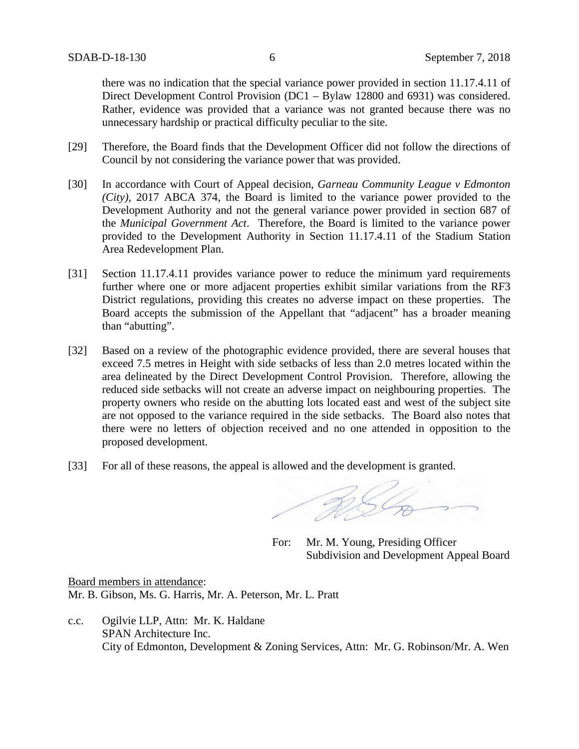there was no indication that the special variance power provided in section 11.17.4.11 of Direct Development Control Provision (DC1 – Bylaw 12800 and 6931) was considered. Rather, evidence was provided that a variance was not granted because there was no unnecessary hardship or practical difficulty peculiar to the site.

[29] Therefore, the Board finds that the Development Officer did not follow the directions of Council by not considering the variance power that was provided.

[30] In accordance with Court of Appeal decision, *Garneau Community League v Edmonton (City)*, 2017 ABCA 374, the Board is limited to the variance power provided to the Development Authority and not the general variance power provided in section 687 of the *Municipal Government Act*. Therefore, the Board is limited to the variance power provided to the Development Authority in Section 11.17.4.11 of the Stadium Station Area Redevelopment Plan.

[31] Section 11.17.4.11 provides variance power to reduce the minimum yard requirements further where one or more adjacent properties exhibit similar variations from the RF3 District regulations, providing this creates no adverse impact on these properties. The Board accepts the submission of the Appellant that "adjacent" has a broader meaning than "abutting".

[32] Based on a review of the photographic evidence provided, there are several houses that exceed 7.5 metres in Height with side setbacks of less than 2.0 metres located within the area delineated by the Direct Development Control Provision. Therefore, allowing the reduced side setbacks will not create an adverse impact on neighbouring properties. The property owners who reside on the abutting lots located east and west of the subject site are not opposed to the variance required in the side setbacks. The Board also notes that there were no letters of objection received and no one attended in opposition to the proposed development.

[33] For all of these reasons, the appeal is allowed and the development is granted.

For: Mr. M. Young, Presiding Officer
Subdivision and Development Appeal Board

Board members in attendance:
Mr. B. Gibson, Ms. G. Harris, Mr. A. Peterson, Mr. L. Pratt

c.c. Ogilvie LLP, Attn: Mr. K. Haldane
SPAN Architecture Inc.
City of Edmonton, Development & Zoning Services, Attn: Mr. G. Robinson/Mr. A. Wen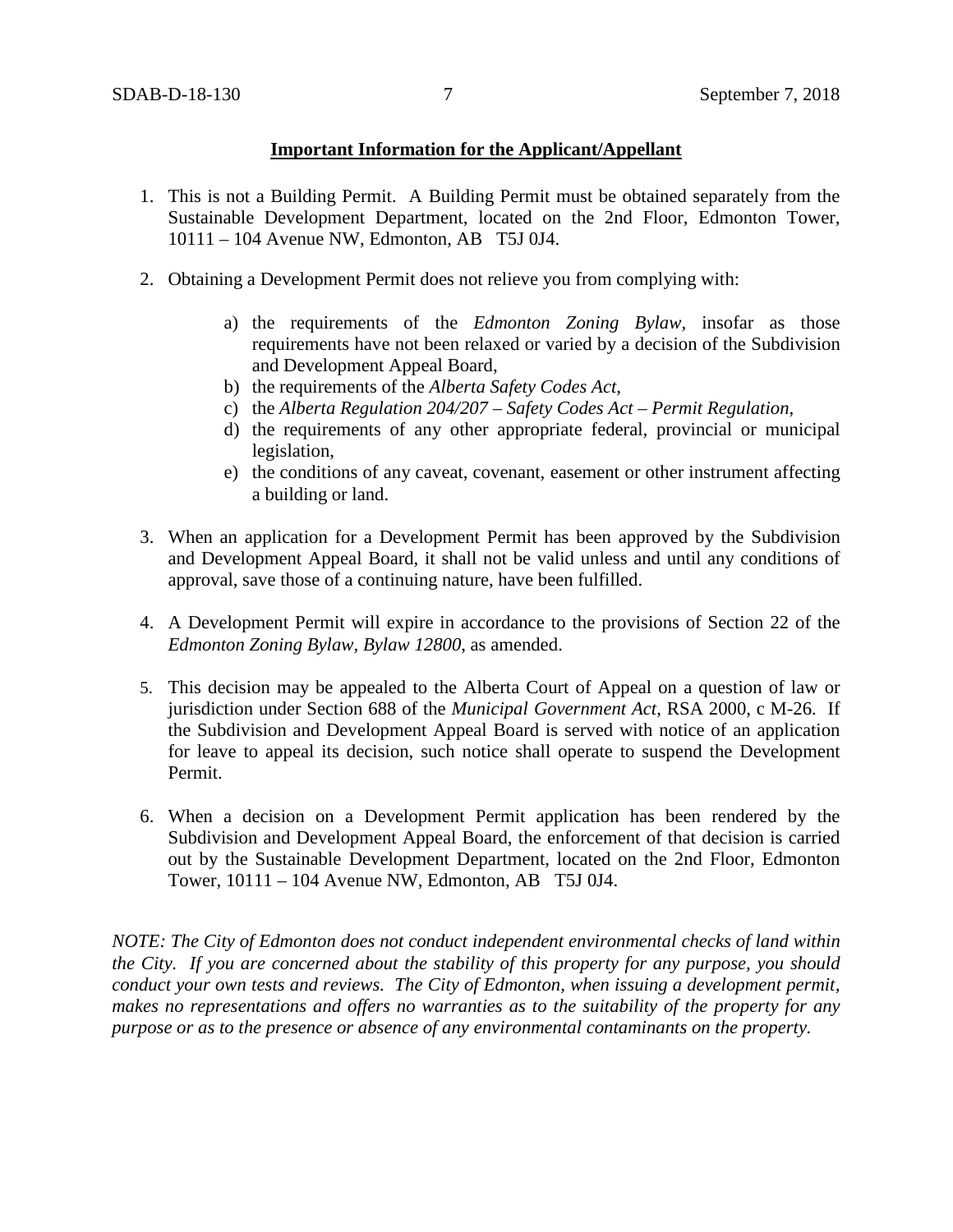**Important Information for the Applicant/Appellant**

1. This is not a Building Permit. A Building Permit must be obtained separately from the Sustainable Development Department, located on the 2nd Floor, Edmonton Tower, 10111 – 104 Avenue NW, Edmonton, AB T5J 0J4.

2. Obtaining a Development Permit does not relieve you from complying with:

   a) the requirements of the *Edmonton Zoning Bylaw*, insofar as those requirements have not been relaxed or varied by a decision of the Subdivision and Development Appeal Board,
   b) the requirements of the *Alberta Safety Codes Act*,
   c) the *Alberta Regulation 204/207 – Safety Codes Act – Permit Regulation*,
   d) the requirements of any other appropriate federal, provincial or municipal legislation,
   e) the conditions of any caveat, covenant, easement or other instrument affecting a building or land.

3. When an application for a Development Permit has been approved by the Subdivision and Development Appeal Board, it shall not be valid unless and until any conditions of approval, save those of a continuing nature, have been fulfilled.

4. A Development Permit will expire in accordance to the provisions of Section 22 of the *Edmonton Zoning Bylaw, Bylaw 12800*, as amended.

5. This decision may be appealed to the Alberta Court of Appeal on a question of law or jurisdiction under Section 688 of the *Municipal Government Act*, RSA 2000, c M-26. If the Subdivision and Development Appeal Board is served with notice of an application for leave to appeal its decision, such notice shall operate to suspend the Development Permit.

6. When a decision on a Development Permit application has been rendered by the Subdivision and Development Appeal Board, the enforcement of that decision is carried out by the Sustainable Development Department, located on the 2nd Floor, Edmonton Tower, 10111 – 104 Avenue NW, Edmonton, AB T5J 0J4.

*NOTE: The City of Edmonton does not conduct independent environmental checks of land within the City. If you are concerned about the stability of this property for any purpose, you should conduct your own tests and reviews. The City of Edmonton, when issuing a development permit, makes no representations and offers no warranties as to the suitability of the property for any purpose or as to the presence or absence of any environmental contaminants on the property.*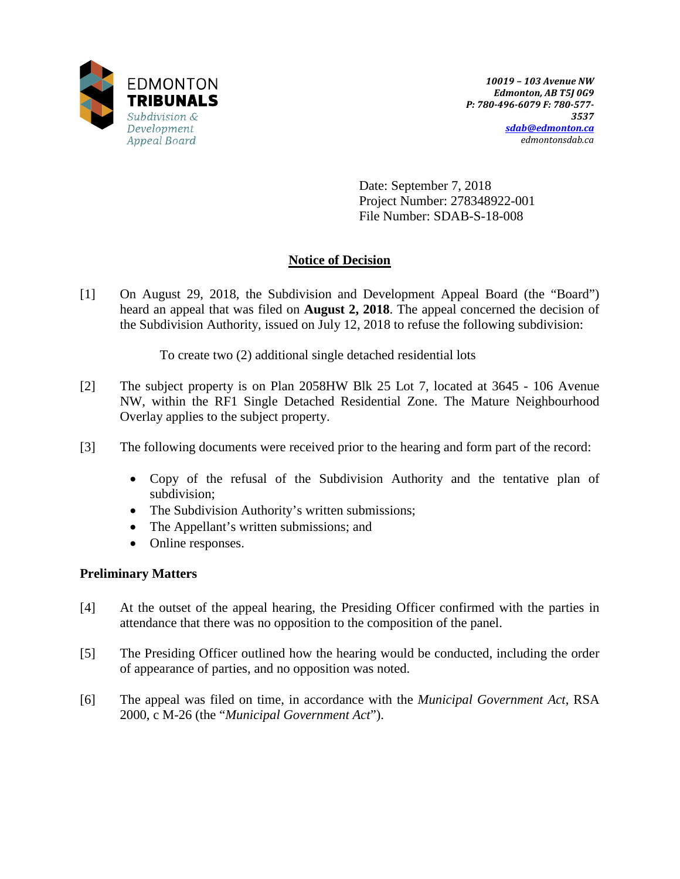EDMONTON
**TRIBUNALS**
*Subdivision & Development Appeal Board*

***10019 – 103 Avenue NW***
***Edmonton, AB T5J 0G9***
***P: 780-496-6079 F: 780-577-3537***
***sdab@edmonton.ca***
*edmontonsdab.ca*

Date: September 7, 2018
Project Number: 278348922-001
File Number: SDAB-S-18-008

## Notice of Decision

[1] On August 29, 2018, the Subdivision and Development Appeal Board (the "Board") heard an appeal that was filed on **August 2, 2018**. The appeal concerned the decision of the Subdivision Authority, issued on July 12, 2018 to refuse the following subdivision:

To create two (2) additional single detached residential lots

[2] The subject property is on Plan 2058HW Blk 25 Lot 7, located at 3645 - 106 Avenue NW, within the RF1 Single Detached Residential Zone. The Mature Neighbourhood Overlay applies to the subject property.

[3] The following documents were received prior to the hearing and form part of the record:

- Copy of the refusal of the Subdivision Authority and the tentative plan of subdivision;
- The Subdivision Authority's written submissions;
- The Appellant's written submissions; and
- Online responses.

### Preliminary Matters

[4] At the outset of the appeal hearing, the Presiding Officer confirmed with the parties in attendance that there was no opposition to the composition of the panel.

[5] The Presiding Officer outlined how the hearing would be conducted, including the order of appearance of parties, and no opposition was noted.

[6] The appeal was filed on time, in accordance with the *Municipal Government Act*, RSA 2000, c M-26 (the "*Municipal Government Act*").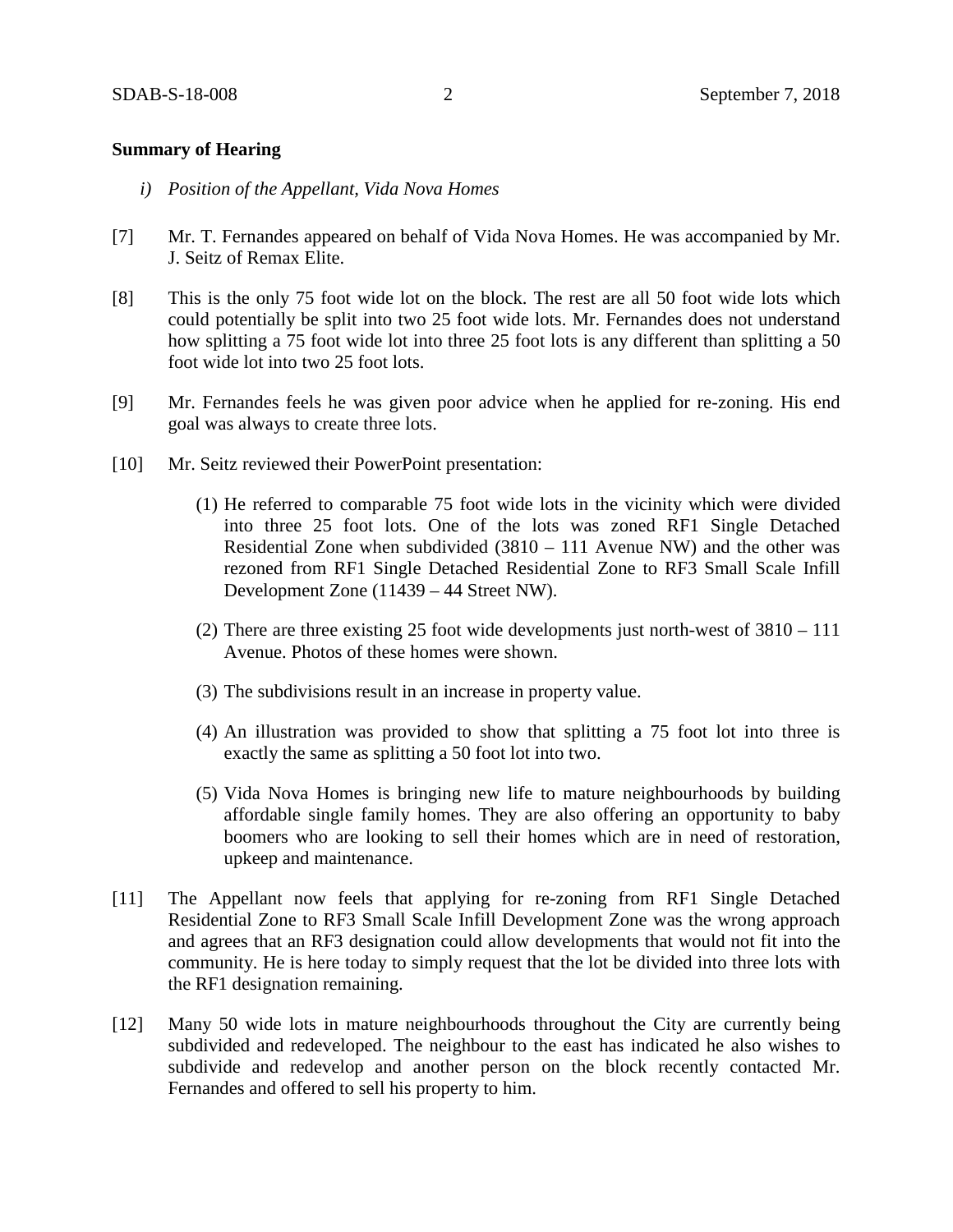**Summary of Hearing**

*i) Position of the Appellant, Vida Nova Homes*

[7] Mr. T. Fernandes appeared on behalf of Vida Nova Homes. He was accompanied by Mr. J. Seitz of Remax Elite.

[8] This is the only 75 foot wide lot on the block. The rest are all 50 foot wide lots which could potentially be split into two 25 foot wide lots. Mr. Fernandes does not understand how splitting a 75 foot wide lot into three 25 foot lots is any different than splitting a 50 foot wide lot into two 25 foot lots.

[9] Mr. Fernandes feels he was given poor advice when he applied for re-zoning. His end goal was always to create three lots.

[10] Mr. Seitz reviewed their PowerPoint presentation:

(1) He referred to comparable 75 foot wide lots in the vicinity which were divided into three 25 foot lots. One of the lots was zoned RF1 Single Detached Residential Zone when subdivided (3810 – 111 Avenue NW) and the other was rezoned from RF1 Single Detached Residential Zone to RF3 Small Scale Infill Development Zone (11439 – 44 Street NW).

(2) There are three existing 25 foot wide developments just north-west of 3810 – 111 Avenue. Photos of these homes were shown.

(3) The subdivisions result in an increase in property value.

(4) An illustration was provided to show that splitting a 75 foot lot into three is exactly the same as splitting a 50 foot lot into two.

(5) Vida Nova Homes is bringing new life to mature neighbourhoods by building affordable single family homes. They are also offering an opportunity to baby boomers who are looking to sell their homes which are in need of restoration, upkeep and maintenance.

[11] The Appellant now feels that applying for re-zoning from RF1 Single Detached Residential Zone to RF3 Small Scale Infill Development Zone was the wrong approach and agrees that an RF3 designation could allow developments that would not fit into the community. He is here today to simply request that the lot be divided into three lots with the RF1 designation remaining.

[12] Many 50 wide lots in mature neighbourhoods throughout the City are currently being subdivided and redeveloped. The neighbour to the east has indicated he also wishes to subdivide and redevelop and another person on the block recently contacted Mr. Fernandes and offered to sell his property to him.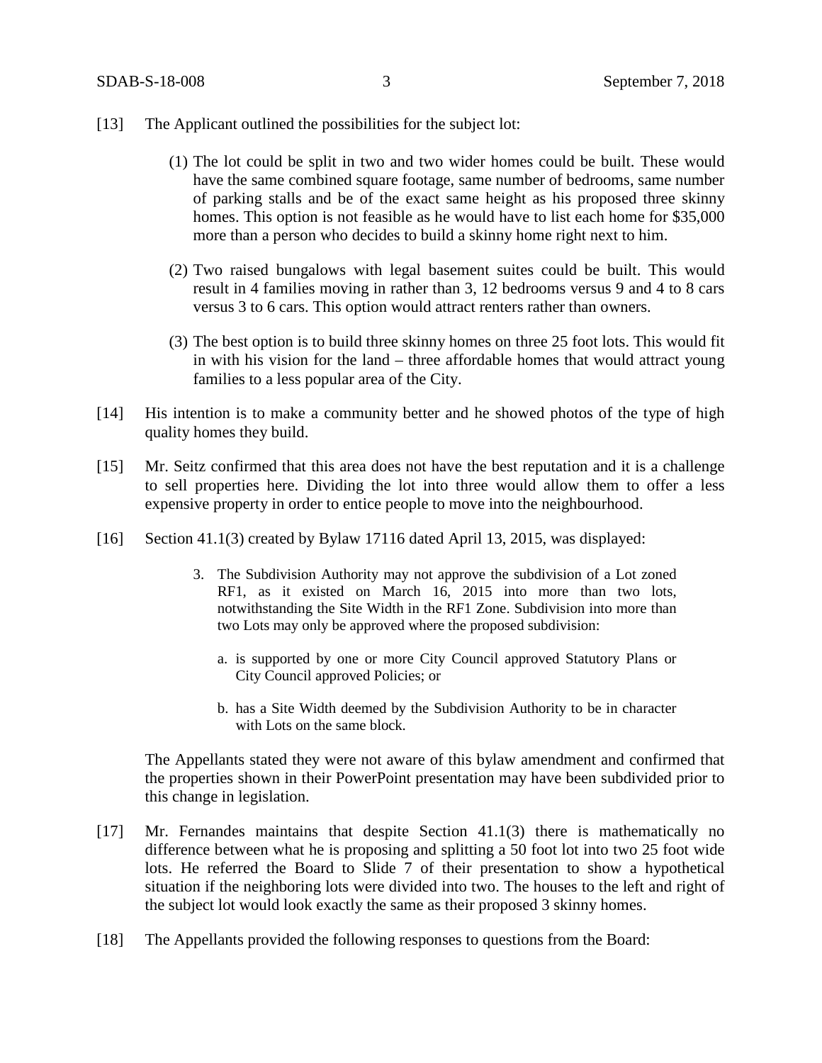[13] The Applicant outlined the possibilities for the subject lot:

(1) The lot could be split in two and two wider homes could be built. These would have the same combined square footage, same number of bedrooms, same number of parking stalls and be of the exact same height as his proposed three skinny homes. This option is not feasible as he would have to list each home for $35,000 more than a person who decides to build a skinny home right next to him.

(2) Two raised bungalows with legal basement suites could be built. This would result in 4 families moving in rather than 3, 12 bedrooms versus 9 and 4 to 8 cars versus 3 to 6 cars. This option would attract renters rather than owners.

(3) The best option is to build three skinny homes on three 25 foot lots. This would fit in with his vision for the land – three affordable homes that would attract young families to a less popular area of the City.

[14] His intention is to make a community better and he showed photos of the type of high quality homes they build.

[15] Mr. Seitz confirmed that this area does not have the best reputation and it is a challenge to sell properties here. Dividing the lot into three would allow them to offer a less expensive property in order to entice people to move into the neighbourhood.

[16] Section 41.1(3) created by Bylaw 17116 dated April 13, 2015, was displayed:

> 3. The Subdivision Authority may not approve the subdivision of a Lot zoned RF1, as it existed on March 16, 2015 into more than two lots, notwithstanding the Site Width in the RF1 Zone. Subdivision into more than two Lots may only be approved where the proposed subdivision:
>
>    a. is supported by one or more City Council approved Statutory Plans or City Council approved Policies; or
>
>    b. has a Site Width deemed by the Subdivision Authority to be in character with Lots on the same block.

The Appellants stated they were not aware of this bylaw amendment and confirmed that the properties shown in their PowerPoint presentation may have been subdivided prior to this change in legislation.

[17] Mr. Fernandes maintains that despite Section 41.1(3) there is mathematically no difference between what he is proposing and splitting a 50 foot lot into two 25 foot wide lots. He referred the Board to Slide 7 of their presentation to show a hypothetical situation if the neighboring lots were divided into two. The houses to the left and right of the subject lot would look exactly the same as their proposed 3 skinny homes.

[18] The Appellants provided the following responses to questions from the Board: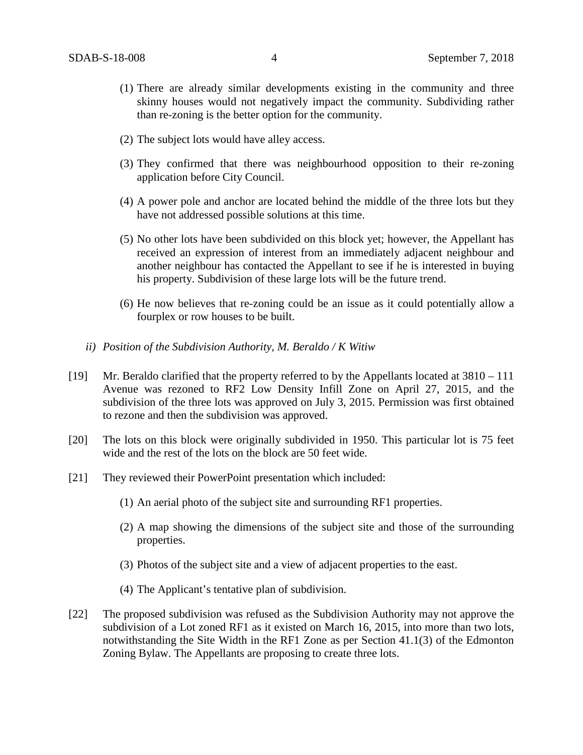(1) There are already similar developments existing in the community and three skinny houses would not negatively impact the community. Subdividing rather than re-zoning is the better option for the community.

(2) The subject lots would have alley access.

(3) They confirmed that there was neighbourhood opposition to their re-zoning application before City Council.

(4) A power pole and anchor are located behind the middle of the three lots but they have not addressed possible solutions at this time.

(5) No other lots have been subdivided on this block yet; however, the Appellant has received an expression of interest from an immediately adjacent neighbour and another neighbour has contacted the Appellant to see if he is interested in buying his property. Subdivision of these large lots will be the future trend.

(6) He now believes that re-zoning could be an issue as it could potentially allow a fourplex or row houses to be built.

*ii) Position of the Subdivision Authority, M. Beraldo / K Witiw*

[19] Mr. Beraldo clarified that the property referred to by the Appellants located at 3810 – 111 Avenue was rezoned to RF2 Low Density Infill Zone on April 27, 2015, and the subdivision of the three lots was approved on July 3, 2015. Permission was first obtained to rezone and then the subdivision was approved.

[20] The lots on this block were originally subdivided in 1950. This particular lot is 75 feet wide and the rest of the lots on the block are 50 feet wide.

[21] They reviewed their PowerPoint presentation which included:

(1) An aerial photo of the subject site and surrounding RF1 properties.

(2) A map showing the dimensions of the subject site and those of the surrounding properties.

(3) Photos of the subject site and a view of adjacent properties to the east.

(4) The Applicant's tentative plan of subdivision.

[22] The proposed subdivision was refused as the Subdivision Authority may not approve the subdivision of a Lot zoned RF1 as it existed on March 16, 2015, into more than two lots, notwithstanding the Site Width in the RF1 Zone as per Section 41.1(3) of the Edmonton Zoning Bylaw. The Appellants are proposing to create three lots.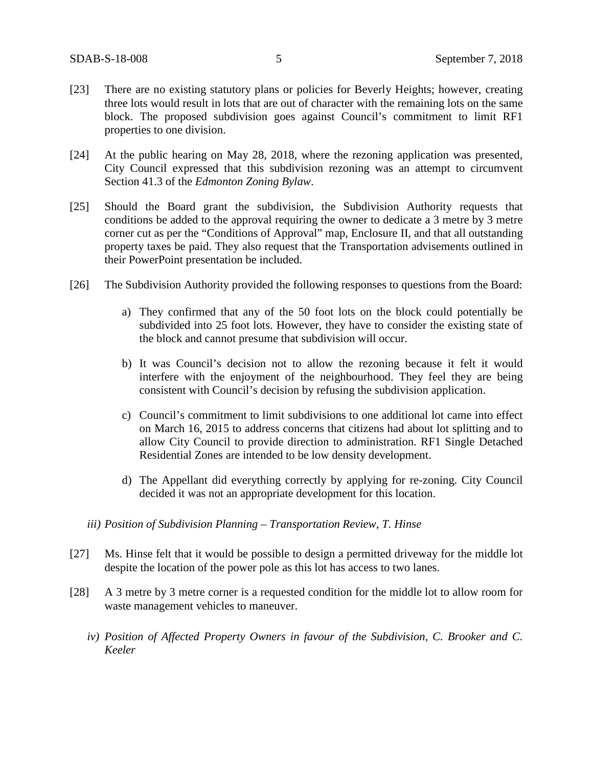[23] There are no existing statutory plans or policies for Beverly Heights; however, creating three lots would result in lots that are out of character with the remaining lots on the same block. The proposed subdivision goes against Council's commitment to limit RF1 properties to one division.

[24] At the public hearing on May 28, 2018, where the rezoning application was presented, City Council expressed that this subdivision rezoning was an attempt to circumvent Section 41.3 of the *Edmonton Zoning Bylaw*.

[25] Should the Board grant the subdivision, the Subdivision Authority requests that conditions be added to the approval requiring the owner to dedicate a 3 metre by 3 metre corner cut as per the "Conditions of Approval" map, Enclosure II, and that all outstanding property taxes be paid. They also request that the Transportation advisements outlined in their PowerPoint presentation be included.

[26] The Subdivision Authority provided the following responses to questions from the Board:

a) They confirmed that any of the 50 foot lots on the block could potentially be subdivided into 25 foot lots. However, they have to consider the existing state of the block and cannot presume that subdivision will occur.

b) It was Council's decision not to allow the rezoning because it felt it would interfere with the enjoyment of the neighbourhood. They feel they are being consistent with Council's decision by refusing the subdivision application.

c) Council's commitment to limit subdivisions to one additional lot came into effect on March 16, 2015 to address concerns that citizens had about lot splitting and to allow City Council to provide direction to administration. RF1 Single Detached Residential Zones are intended to be low density development.

d) The Appellant did everything correctly by applying for re-zoning. City Council decided it was not an appropriate development for this location.

*iii) Position of Subdivision Planning – Transportation Review, T. Hinse*

[27] Ms. Hinse felt that it would be possible to design a permitted driveway for the middle lot despite the location of the power pole as this lot has access to two lanes.

[28] A 3 metre by 3 metre corner is a requested condition for the middle lot to allow room for waste management vehicles to maneuver.

*iv) Position of Affected Property Owners in favour of the Subdivision, C. Brooker and C. Keeler*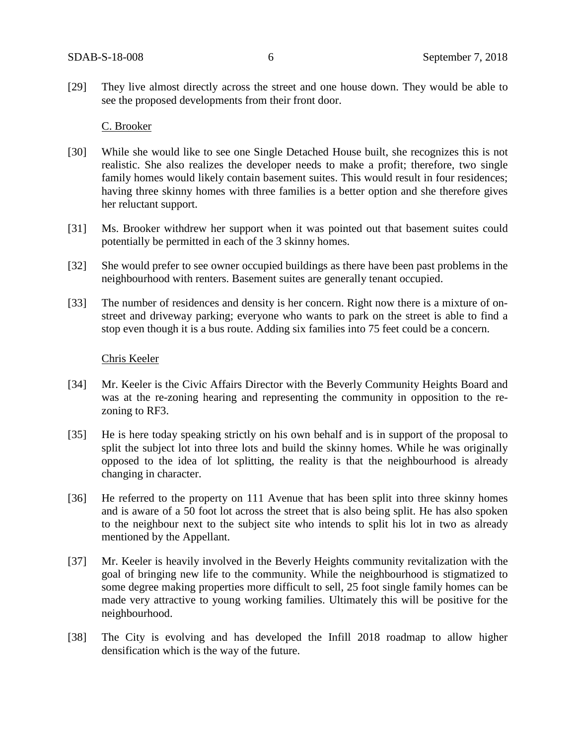[29] They live almost directly across the street and one house down. They would be able to see the proposed developments from their front door.

C. Brooker

[30] While she would like to see one Single Detached House built, she recognizes this is not realistic. She also realizes the developer needs to make a profit; therefore, two single family homes would likely contain basement suites. This would result in four residences; having three skinny homes with three families is a better option and she therefore gives her reluctant support.

[31] Ms. Brooker withdrew her support when it was pointed out that basement suites could potentially be permitted in each of the 3 skinny homes.

[32] She would prefer to see owner occupied buildings as there have been past problems in the neighbourhood with renters. Basement suites are generally tenant occupied.

[33] The number of residences and density is her concern. Right now there is a mixture of on-street and driveway parking; everyone who wants to park on the street is able to find a stop even though it is a bus route. Adding six families into 75 feet could be a concern.

Chris Keeler

[34] Mr. Keeler is the Civic Affairs Director with the Beverly Community Heights Board and was at the re-zoning hearing and representing the community in opposition to the re-zoning to RF3.

[35] He is here today speaking strictly on his own behalf and is in support of the proposal to split the subject lot into three lots and build the skinny homes. While he was originally opposed to the idea of lot splitting, the reality is that the neighbourhood is already changing in character.

[36] He referred to the property on 111 Avenue that has been split into three skinny homes and is aware of a 50 foot lot across the street that is also being split. He has also spoken to the neighbour next to the subject site who intends to split his lot in two as already mentioned by the Appellant.

[37] Mr. Keeler is heavily involved in the Beverly Heights community revitalization with the goal of bringing new life to the community. While the neighbourhood is stigmatized to some degree making properties more difficult to sell, 25 foot single family homes can be made very attractive to young working families. Ultimately this will be positive for the neighbourhood.

[38] The City is evolving and has developed the Infill 2018 roadmap to allow higher densification which is the way of the future.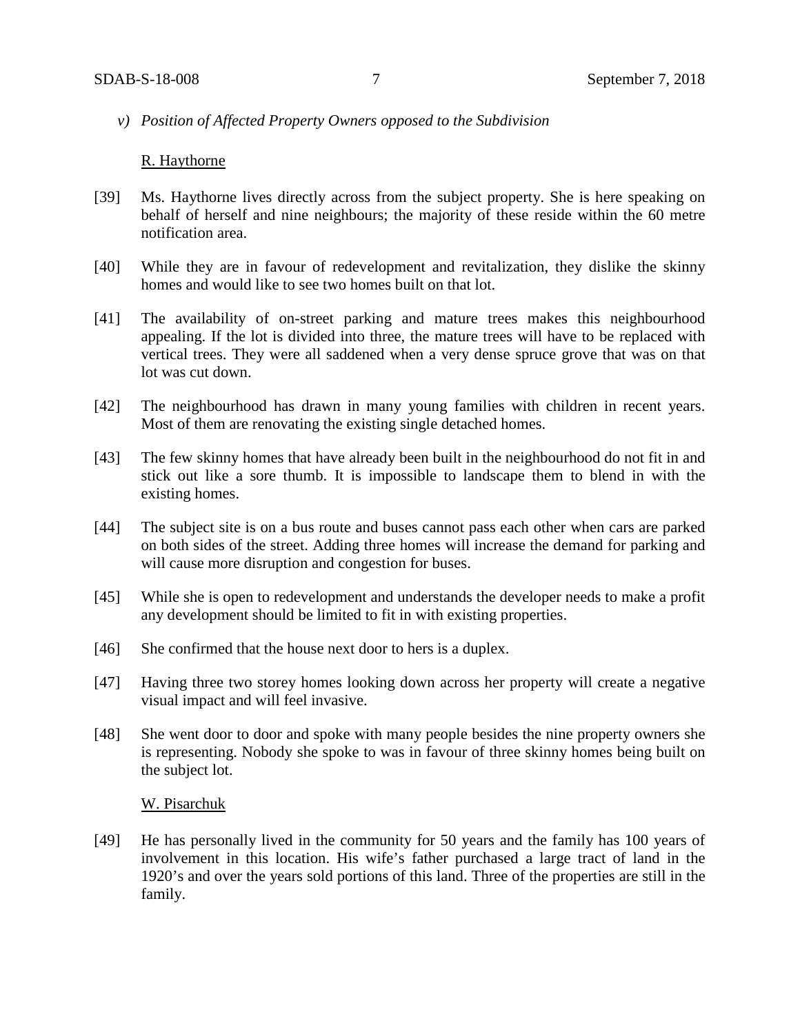*v) Position of Affected Property Owners opposed to the Subdivision*

<u>R. Haythorne</u>

[39] Ms. Haythorne lives directly across from the subject property. She is here speaking on behalf of herself and nine neighbours; the majority of these reside within the 60 metre notification area.

[40] While they are in favour of redevelopment and revitalization, they dislike the skinny homes and would like to see two homes built on that lot.

[41] The availability of on-street parking and mature trees makes this neighbourhood appealing. If the lot is divided into three, the mature trees will have to be replaced with vertical trees. They were all saddened when a very dense spruce grove that was on that lot was cut down.

[42] The neighbourhood has drawn in many young families with children in recent years. Most of them are renovating the existing single detached homes.

[43] The few skinny homes that have already been built in the neighbourhood do not fit in and stick out like a sore thumb. It is impossible to landscape them to blend in with the existing homes.

[44] The subject site is on a bus route and buses cannot pass each other when cars are parked on both sides of the street. Adding three homes will increase the demand for parking and will cause more disruption and congestion for buses.

[45] While she is open to redevelopment and understands the developer needs to make a profit any development should be limited to fit in with existing properties.

[46] She confirmed that the house next door to hers is a duplex.

[47] Having three two storey homes looking down across her property will create a negative visual impact and will feel invasive.

[48] She went door to door and spoke with many people besides the nine property owners she is representing. Nobody she spoke to was in favour of three skinny homes being built on the subject lot.

<u>W. Pisarchuk</u>

[49] He has personally lived in the community for 50 years and the family has 100 years of involvement in this location. His wife's father purchased a large tract of land in the 1920's and over the years sold portions of this land. Three of the properties are still in the family.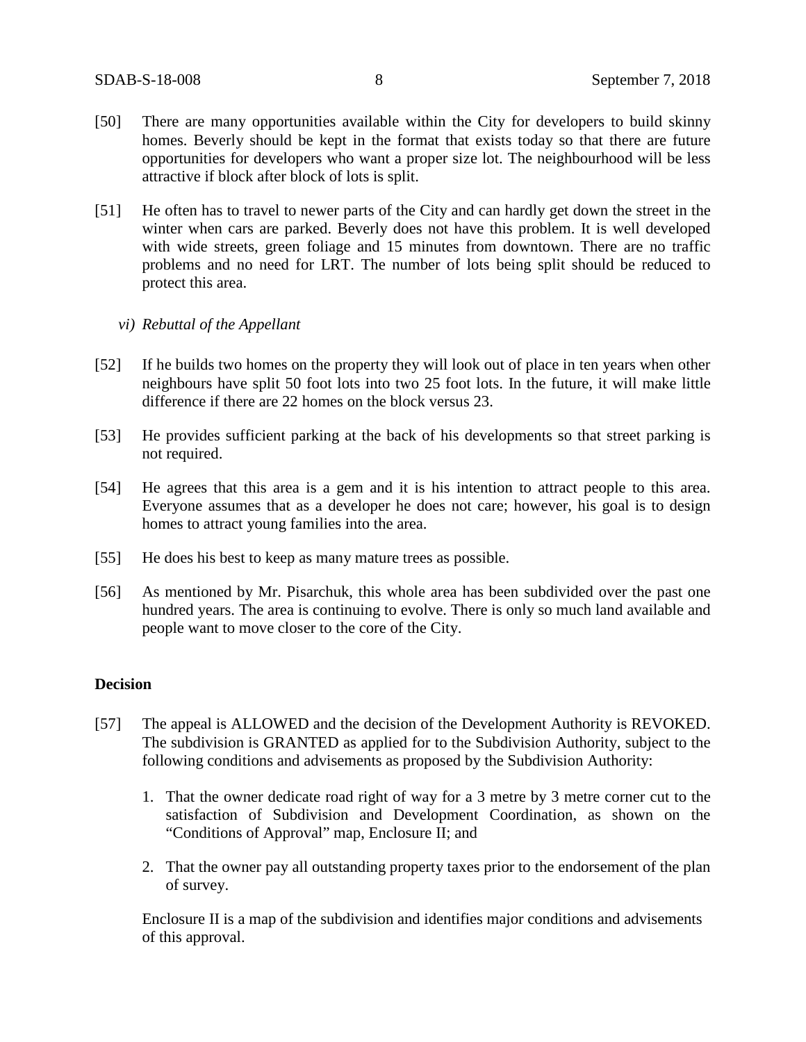[50] There are many opportunities available within the City for developers to build skinny homes. Beverly should be kept in the format that exists today so that there are future opportunities for developers who want a proper size lot. The neighbourhood will be less attractive if block after block of lots is split.

[51] He often has to travel to newer parts of the City and can hardly get down the street in the winter when cars are parked. Beverly does not have this problem. It is well developed with wide streets, green foliage and 15 minutes from downtown. There are no traffic problems and no need for LRT. The number of lots being split should be reduced to protect this area.

*vi) Rebuttal of the Appellant*

[52] If he builds two homes on the property they will look out of place in ten years when other neighbours have split 50 foot lots into two 25 foot lots. In the future, it will make little difference if there are 22 homes on the block versus 23.

[53] He provides sufficient parking at the back of his developments so that street parking is not required.

[54] He agrees that this area is a gem and it is his intention to attract people to this area. Everyone assumes that as a developer he does not care; however, his goal is to design homes to attract young families into the area.

[55] He does his best to keep as many mature trees as possible.

[56] As mentioned by Mr. Pisarchuk, this whole area has been subdivided over the past one hundred years. The area is continuing to evolve. There is only so much land available and people want to move closer to the core of the City.

**Decision**

[57] The appeal is ALLOWED and the decision of the Development Authority is REVOKED. The subdivision is GRANTED as applied for to the Subdivision Authority, subject to the following conditions and advisements as proposed by the Subdivision Authority:

1. That the owner dedicate road right of way for a 3 metre by 3 metre corner cut to the satisfaction of Subdivision and Development Coordination, as shown on the "Conditions of Approval" map, Enclosure II; and

2. That the owner pay all outstanding property taxes prior to the endorsement of the plan of survey.

Enclosure II is a map of the subdivision and identifies major conditions and advisements of this approval.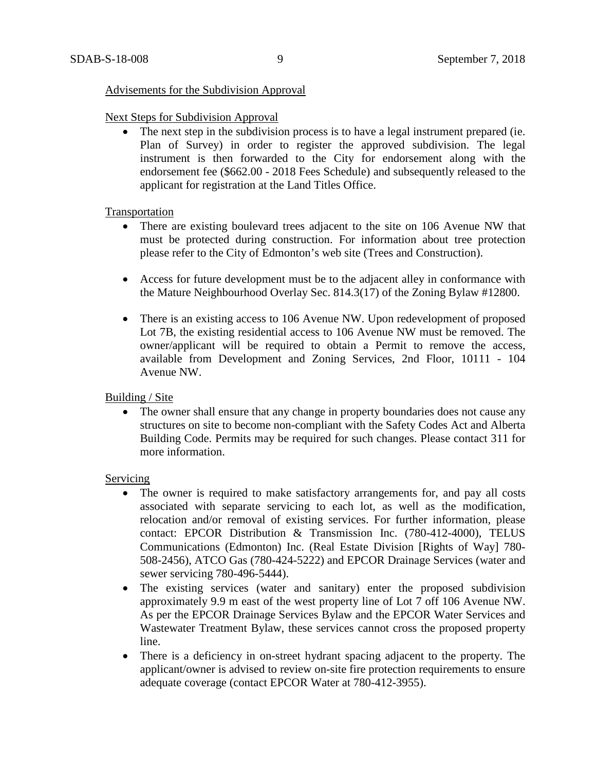Advisements for the Subdivision Approval

Next Steps for Subdivision Approval

- The next step in the subdivision process is to have a legal instrument prepared (ie. Plan of Survey) in order to register the approved subdivision. The legal instrument is then forwarded to the City for endorsement along with the endorsement fee ($662.00 - 2018 Fees Schedule) and subsequently released to the applicant for registration at the Land Titles Office.

Transportation

- There are existing boulevard trees adjacent to the site on 106 Avenue NW that must be protected during construction. For information about tree protection please refer to the City of Edmonton's web site (Trees and Construction).

- Access for future development must be to the adjacent alley in conformance with the Mature Neighbourhood Overlay Sec. 814.3(17) of the Zoning Bylaw #12800.

- There is an existing access to 106 Avenue NW. Upon redevelopment of proposed Lot 7B, the existing residential access to 106 Avenue NW must be removed. The owner/applicant will be required to obtain a Permit to remove the access, available from Development and Zoning Services, 2nd Floor, 10111 - 104 Avenue NW.

Building / Site

- The owner shall ensure that any change in property boundaries does not cause any structures on site to become non-compliant with the Safety Codes Act and Alberta Building Code. Permits may be required for such changes. Please contact 311 for more information.

Servicing

- The owner is required to make satisfactory arrangements for, and pay all costs associated with separate servicing to each lot, as well as the modification, relocation and/or removal of existing services. For further information, please contact: EPCOR Distribution & Transmission Inc. (780-412-4000), TELUS Communications (Edmonton) Inc. (Real Estate Division [Rights of Way] 780-508-2456), ATCO Gas (780-424-5222) and EPCOR Drainage Services (water and sewer servicing 780-496-5444).
- The existing services (water and sanitary) enter the proposed subdivision approximately 9.9 m east of the west property line of Lot 7 off 106 Avenue NW. As per the EPCOR Drainage Services Bylaw and the EPCOR Water Services and Wastewater Treatment Bylaw, these services cannot cross the proposed property line.
- There is a deficiency in on-street hydrant spacing adjacent to the property. The applicant/owner is advised to review on-site fire protection requirements to ensure adequate coverage (contact EPCOR Water at 780-412-3955).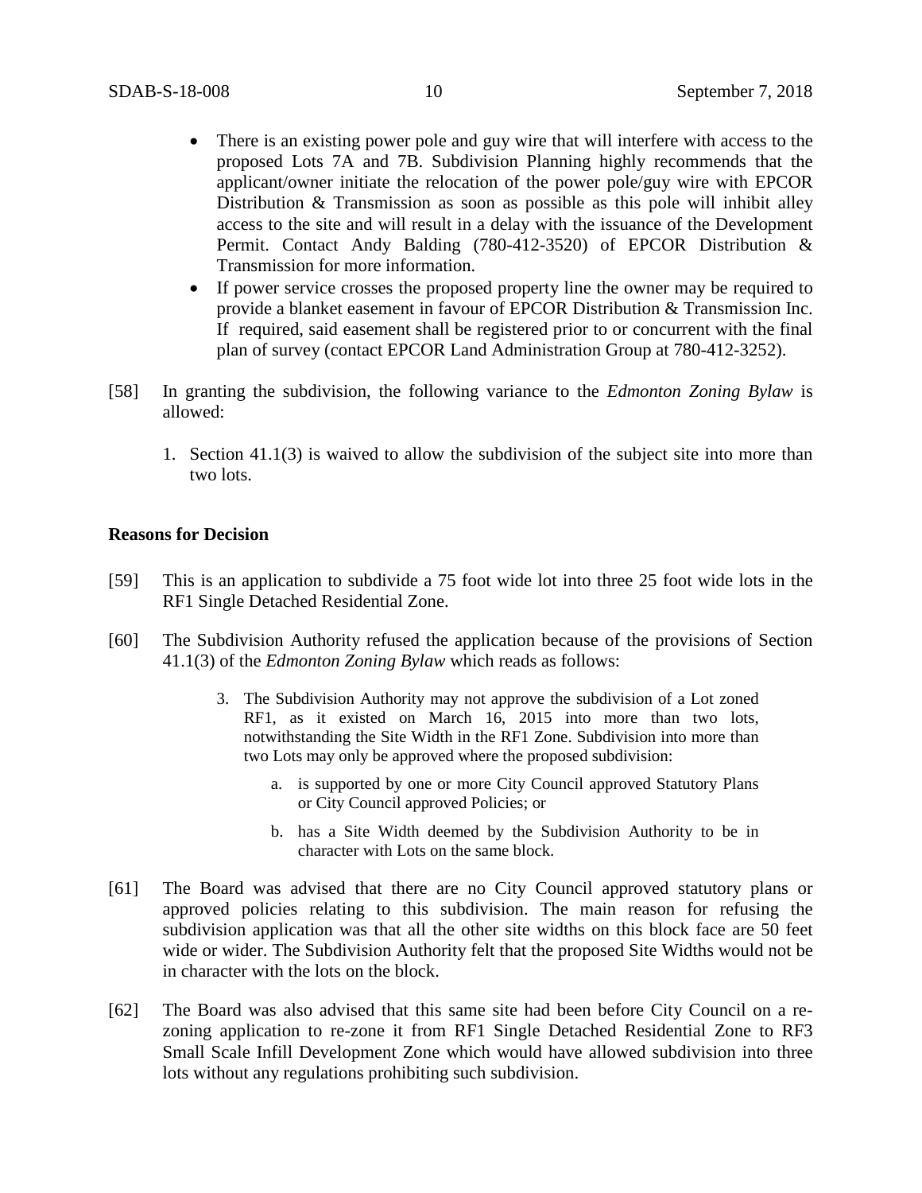- There is an existing power pole and guy wire that will interfere with access to the proposed Lots 7A and 7B. Subdivision Planning highly recommends that the applicant/owner initiate the relocation of the power pole/guy wire with EPCOR Distribution & Transmission as soon as possible as this pole will inhibit alley access to the site and will result in a delay with the issuance of the Development Permit. Contact Andy Balding (780-412-3520) of EPCOR Distribution & Transmission for more information.
- If power service crosses the proposed property line the owner may be required to provide a blanket easement in favour of EPCOR Distribution & Transmission Inc. If required, said easement shall be registered prior to or concurrent with the final plan of survey (contact EPCOR Land Administration Group at 780-412-3252).

[58] In granting the subdivision, the following variance to the *Edmonton Zoning Bylaw* is allowed:

1. Section 41.1(3) is waived to allow the subdivision of the subject site into more than two lots.

**Reasons for Decision**

[59] This is an application to subdivide a 75 foot wide lot into three 25 foot wide lots in the RF1 Single Detached Residential Zone.

[60] The Subdivision Authority refused the application because of the provisions of Section 41.1(3) of the *Edmonton Zoning Bylaw* which reads as follows:

> 3. The Subdivision Authority may not approve the subdivision of a Lot zoned RF1, as it existed on March 16, 2015 into more than two lots, notwithstanding the Site Width in the RF1 Zone. Subdivision into more than two Lots may only be approved where the proposed subdivision:
>
>     a. is supported by one or more City Council approved Statutory Plans or City Council approved Policies; or
>
>     b. has a Site Width deemed by the Subdivision Authority to be in character with Lots on the same block.

[61] The Board was advised that there are no City Council approved statutory plans or approved policies relating to this subdivision. The main reason for refusing the subdivision application was that all the other site widths on this block face are 50 feet wide or wider. The Subdivision Authority felt that the proposed Site Widths would not be in character with the lots on the block.

[62] The Board was also advised that this same site had been before City Council on a re-zoning application to re-zone it from RF1 Single Detached Residential Zone to RF3 Small Scale Infill Development Zone which would have allowed subdivision into three lots without any regulations prohibiting such subdivision.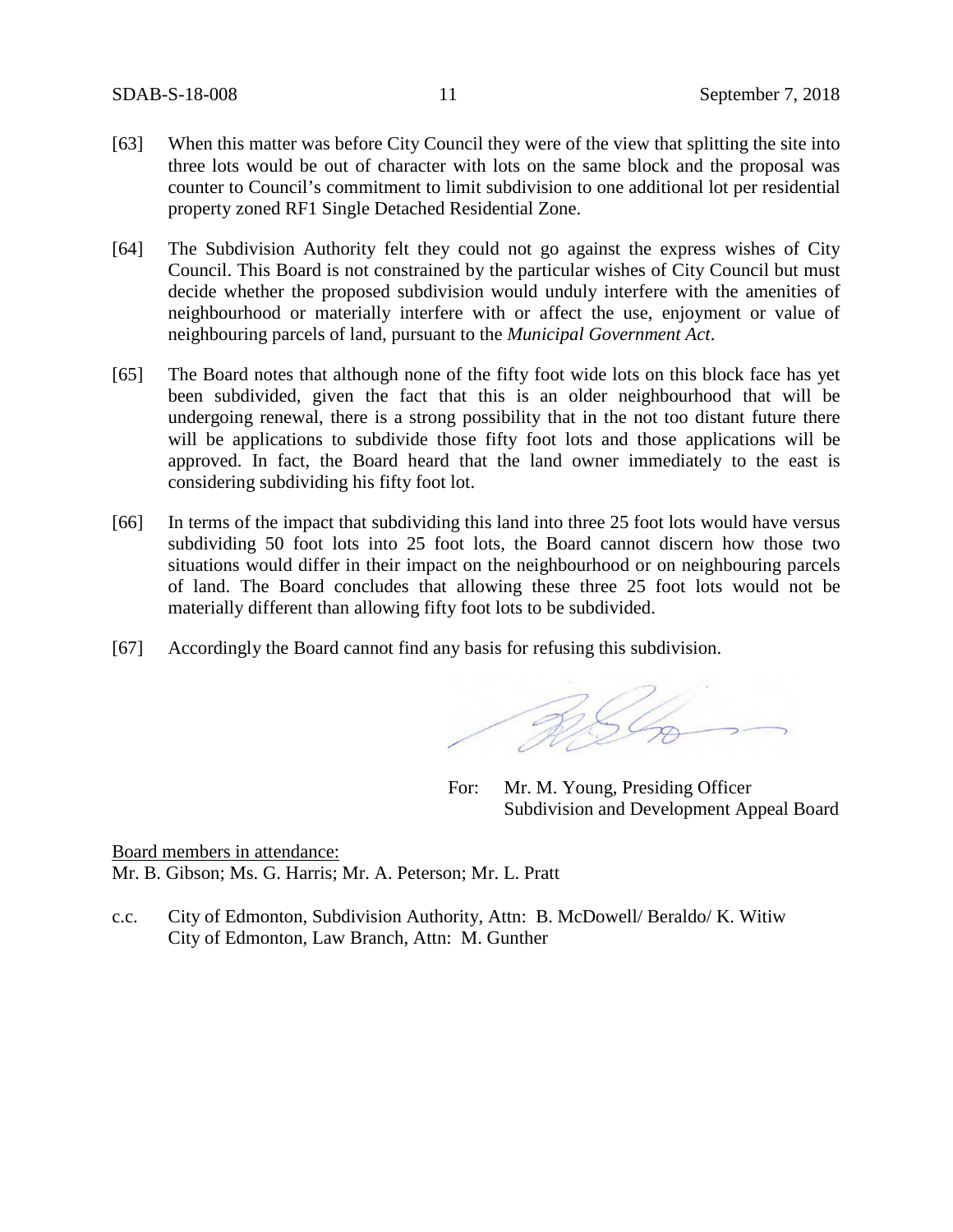[63] When this matter was before City Council they were of the view that splitting the site into three lots would be out of character with lots on the same block and the proposal was counter to Council's commitment to limit subdivision to one additional lot per residential property zoned RF1 Single Detached Residential Zone.

[64] The Subdivision Authority felt they could not go against the express wishes of City Council. This Board is not constrained by the particular wishes of City Council but must decide whether the proposed subdivision would unduly interfere with the amenities of neighbourhood or materially interfere with or affect the use, enjoyment or value of neighbouring parcels of land, pursuant to the *Municipal Government Act*.

[65] The Board notes that although none of the fifty foot wide lots on this block face has yet been subdivided, given the fact that this is an older neighbourhood that will be undergoing renewal, there is a strong possibility that in the not too distant future there will be applications to subdivide those fifty foot lots and those applications will be approved. In fact, the Board heard that the land owner immediately to the east is considering subdividing his fifty foot lot.

[66] In terms of the impact that subdividing this land into three 25 foot lots would have versus subdividing 50 foot lots into 25 foot lots, the Board cannot discern how those two situations would differ in their impact on the neighbourhood or on neighbouring parcels of land. The Board concludes that allowing these three 25 foot lots would not be materially different than allowing fifty foot lots to be subdivided.

[67] Accordingly the Board cannot find any basis for refusing this subdivision.

For: Mr. M. Young, Presiding Officer
Subdivision and Development Appeal Board

Board members in attendance:
Mr. B. Gibson; Ms. G. Harris; Mr. A. Peterson; Mr. L. Pratt

c.c. City of Edmonton, Subdivision Authority, Attn: B. McDowell/ Beraldo/ K. Witiw
City of Edmonton, Law Branch, Attn: M. Gunther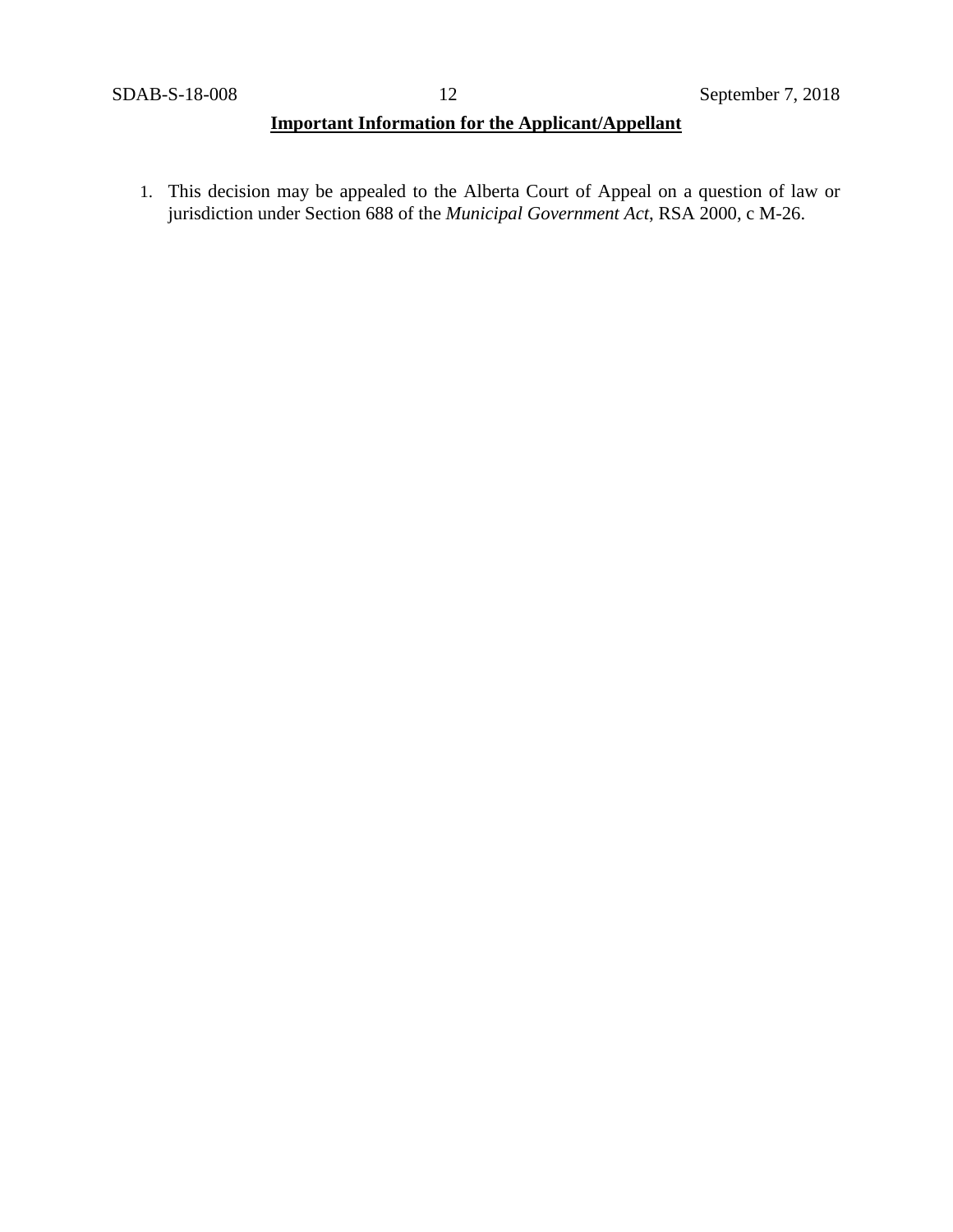**Important Information for the Applicant/Appellant**

1. This decision may be appealed to the Alberta Court of Appeal on a question of law or jurisdiction under Section 688 of the *Municipal Government Act*, RSA 2000, c M-26.